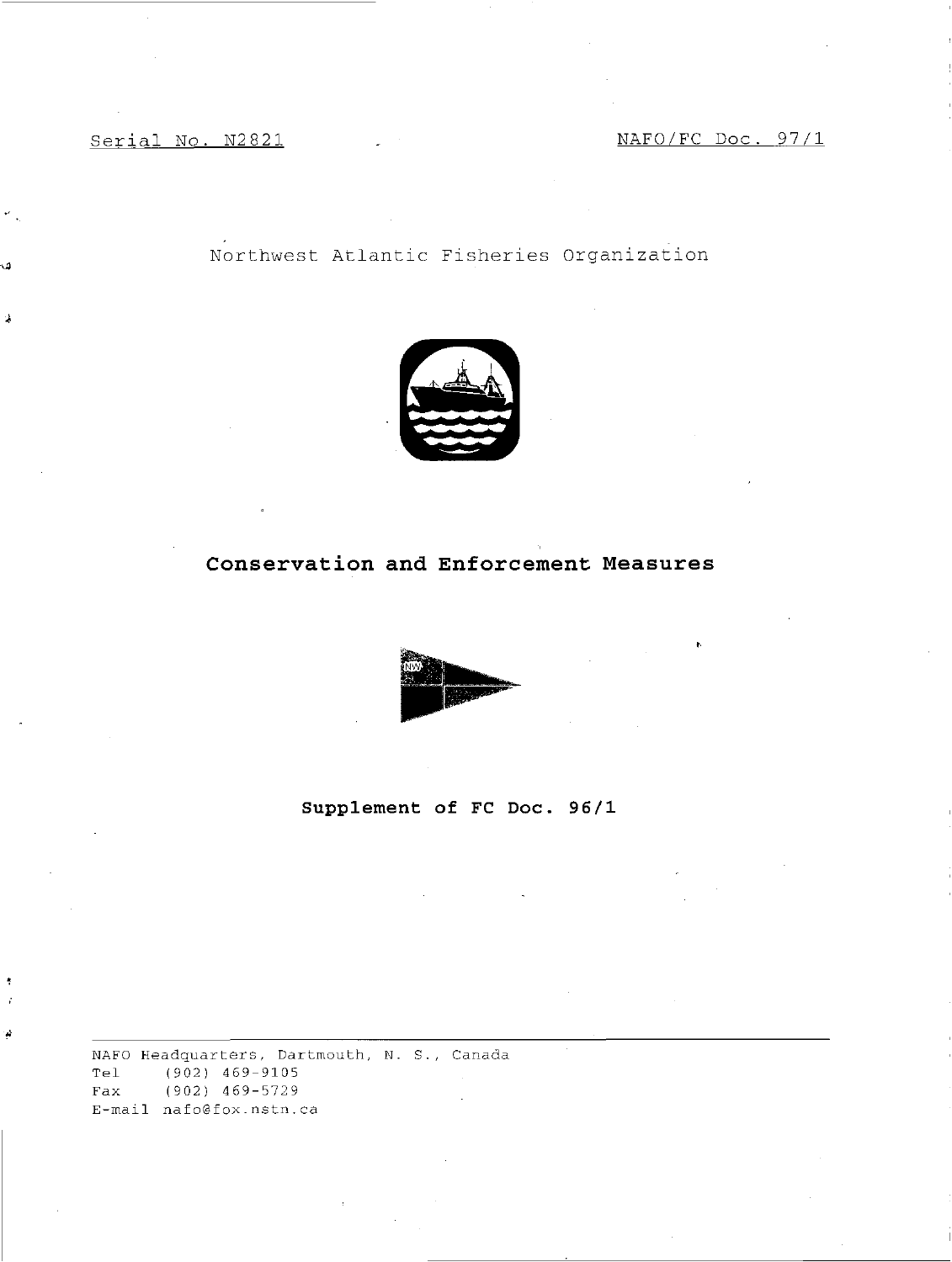Serial No. N2821 NAFO/FC Doc. 97/1

Northwest Atlantic Fisheries Organization

# Conservation and Enforcement Measures

**Supplement of FC Doc. 96/1**

NAFO Headquarters, Dartmouth, N. S., Canada
Tel (902) 469-9105
Fax (902) 469-5729
E-mail nafo@fox.nstn.ca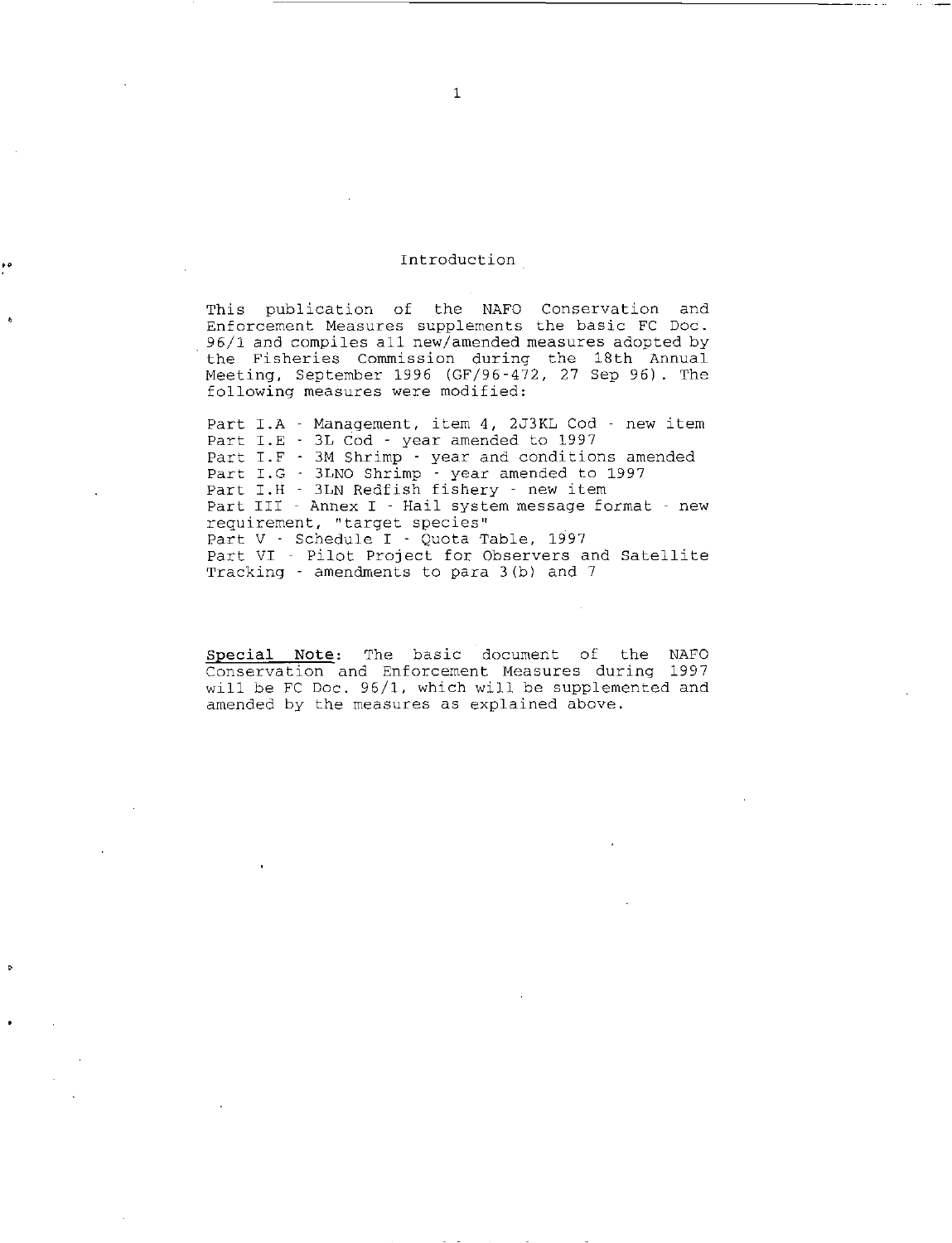# Introduction

This publication of the NAFO Conservation and Enforcement Measures supplements the basic FC Doc. 96/1 and compiles all new/amended measures adopted by the Fisheries Commission during the 18th Annual Meeting, September 1996 (GF/96-472, 27 Sep 96). The following measures were modified:

Part I.A - Management, item 4, 2J3KL Cod - new item
Part I.E - 3L Cod - year amended to 1997
Part I.F - 3M Shrimp - year and conditions amended
Part I.G - 3LNO Shrimp - year amended to 1997
Part I.H - 3LN Redfish fishery - new item
Part III - Annex I - Hail system message format - new requirement, "target species"
Part V - Schedule I - Quota Table, 1997
Part VI - Pilot Project for Observers and Satellite Tracking - amendments to para 3(b) and 7

Special Note: The basic document of the NAFO Conservation and Enforcement Measures during 1997 will be FC Doc. 96/1, which will be supplemented and amended by the measures as explained above.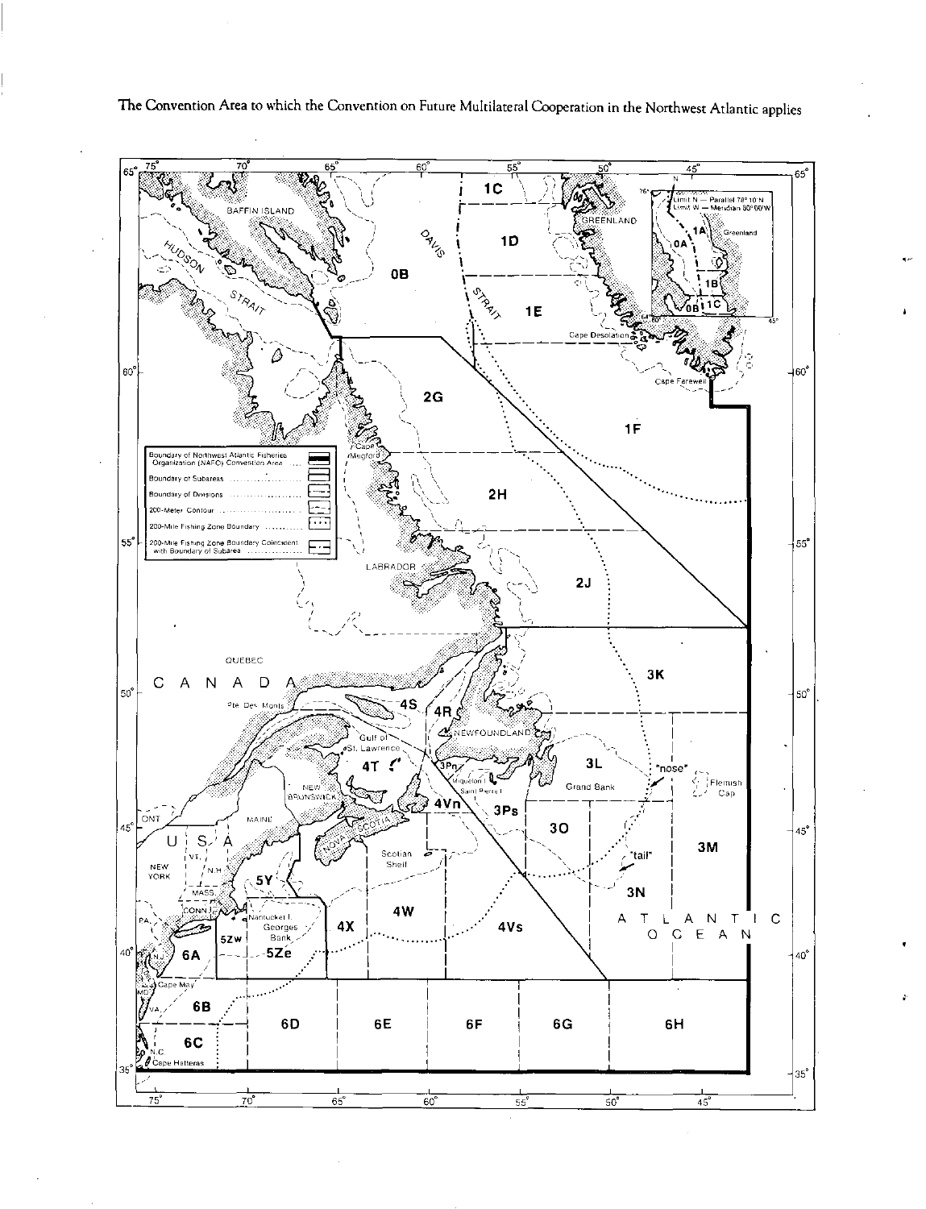The Convention Area to which the Convention on Future Multilateral Cooperation in the Northwest Atlantic applies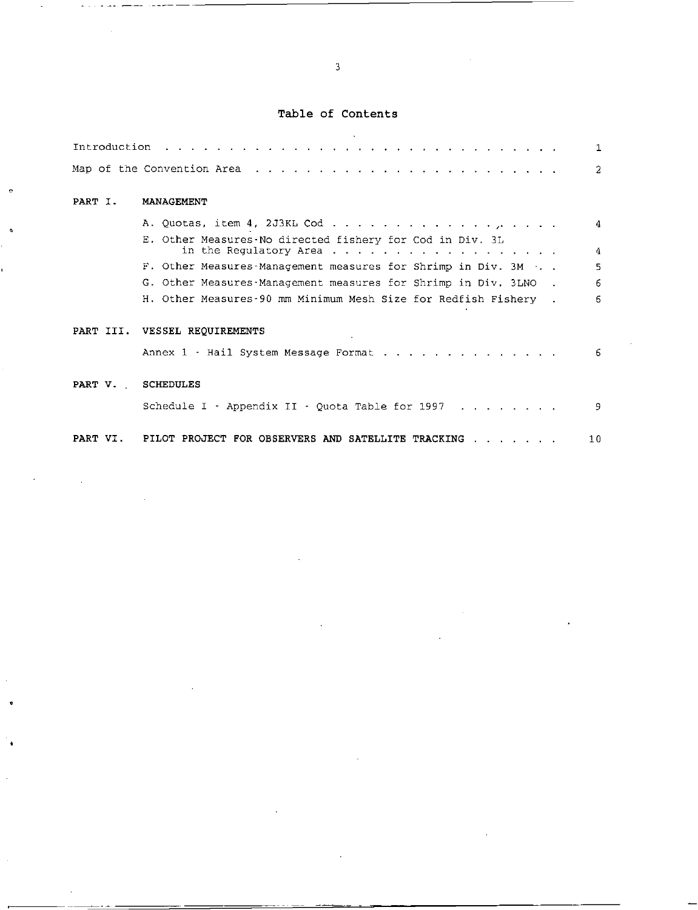# Table of Contents

| | | |
|---|---|---|
| Introduction | | 1 |
| Map of the Convention Area | | 2 |
| **PART I.** | **MANAGEMENT** | |
| | A. Quotas, item 4, 2J3KL Cod | 4 |
| | E. Other Measures-No directed fishery for Cod in Div. 3L in the Regulatory Area | 4 |
| | F. Other Measures-Management measures for Shrimp in Div. 3M | 5 |
| | G. Other Measures-Management measures for Shrimp in Div. 3LNO | 6 |
| | H. Other Measures-90 mm Minimum Mesh Size for Redfish Fishery | 6 |
| **PART III.** | **VESSEL REQUIREMENTS** | |
| | Annex 1 - Hail System Message Format | 6 |
| **PART V.** | **SCHEDULES** | |
| | Schedule I - Appendix II - Quota Table for 1997 | 9 |
| **PART VI.** | **PILOT PROJECT FOR OBSERVERS AND SATELLITE TRACKING** | 10 |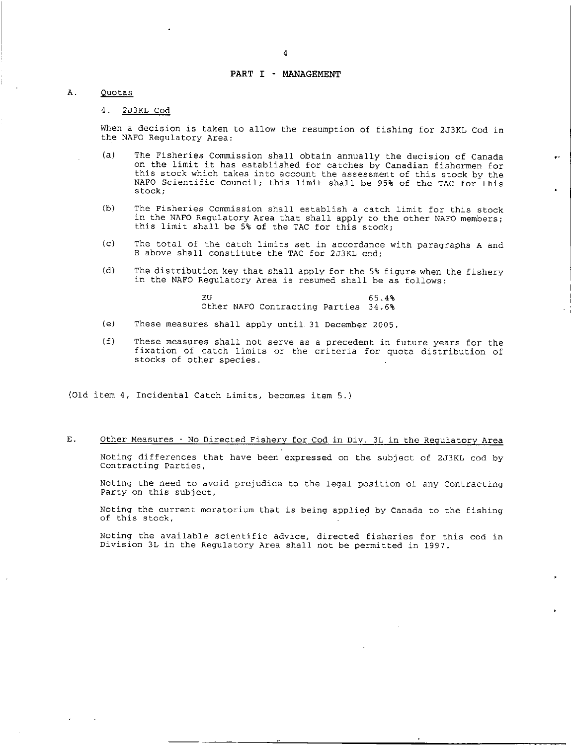## PART I - MANAGEMENT

A. Quotas

4. 2J3KL Cod

When a decision is taken to allow the resumption of fishing for 2J3KL Cod in the NAFO Regulatory Area:

(a) The Fisheries Commission shall obtain annually the decision of Canada on the limit it has established for catches by Canadian fishermen for this stock which takes into account the assessment of this stock by the NAFO Scientific Council; this limit shall be 95% of the TAC for this stock;

(b) The Fisheries Commission shall establish a catch limit for this stock in the NAFO Regulatory Area that shall apply to the other NAFO members; this limit shall be 5% of the TAC for this stock;

(c) The total of the catch limits set in accordance with paragraphs A and B above shall constitute the TAC for 2J3KL cod;

(d) The distribution key that shall apply for the 5% figure when the fishery in the NAFO Regulatory Area is resumed shall be as follows:

| | |
|---|---|
| EU | 65.4% |
| Other NAFO Contracting Parties | 34.6% |

(e) These measures shall apply until 31 December 2005.

(f) These measures shall not serve as a precedent in future years for the fixation of catch limits or the criteria for quota distribution of stocks of other species.

(Old item 4, Incidental Catch Limits, becomes item 5.)

E. Other Measures - No Directed Fishery for Cod in Div. 3L in the Regulatory Area

Noting differences that have been expressed on the subject of 2J3KL cod by Contracting Parties,

Noting the need to avoid prejudice to the legal position of any Contracting Party on this subject,

Noting the current moratorium that is being applied by Canada to the fishing of this stock,

Noting the available scientific advice, directed fisheries for this cod in Division 3L in the Regulatory Area shall not be permitted in 1997.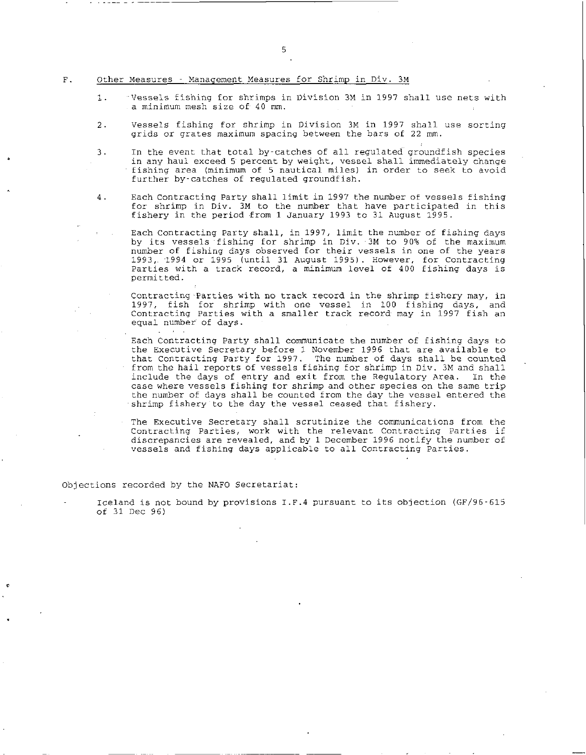F. Other Measures - Management Measures for Shrimp in Div. 3M

1. Vessels fishing for shrimps in Division 3M in 1997 shall use nets with a minimum mesh size of 40 mm.

2. Vessels fishing for shrimp in Division 3M in 1997 shall use sorting grids or grates maximum spacing between the bars of 22 mm.

3. In the event that total by-catches of all regulated groundfish species in any haul exceed 5 percent by weight, vessel shall immediately change fishing area (minimum of 5 nautical miles) in order to seek to avoid further by-catches of regulated groundfish.

4. Each Contracting Party shall limit in 1997 the number of vessels fishing for shrimp in Div. 3M to the number that have participated in this fishery in the period from 1 January 1993 to 31 August 1995.

   Each Contracting Party shall, in 1997, limit the number of fishing days by its vessels fishing for shrimp in Div. 3M to 90% of the maximum number of fishing days observed for their vessels in one of the years 1993, 1994 or 1995 (until 31 August 1995). However, for Contracting Parties with a track record, a minimum level of 400 fishing days is permitted.

   Contracting Parties with no track record in the shrimp fishery may, in 1997, fish for shrimp with one vessel in 100 fishing days, and Contracting Parties with a smaller track record may in 1997 fish an equal number of days.

   Each Contracting Party shall communicate the number of fishing days to the Executive Secretary before 1 November 1996 that are available to that Contracting Party for 1997. The number of days shall be counted from the hail reports of vessels fishing for shrimp in Div. 3M and shall include the days of entry and exit from the Regulatory Area. In the case where vessels fishing for shrimp and other species on the same trip the number of days shall be counted from the day the vessel entered the shrimp fishery to the day the vessel ceased that fishery.

   The Executive Secretary shall scrutinize the communications from the Contracting Parties, work with the relevant Contracting Parties if discrepancies are revealed, and by 1 December 1996 notify the number of vessels and fishing days applicable to all Contracting Parties.

Objections recorded by the NAFO Secretariat:

- Iceland is not bound by provisions I.F.4 pursuant to its objection (GF/96-615 of 31 Dec 96)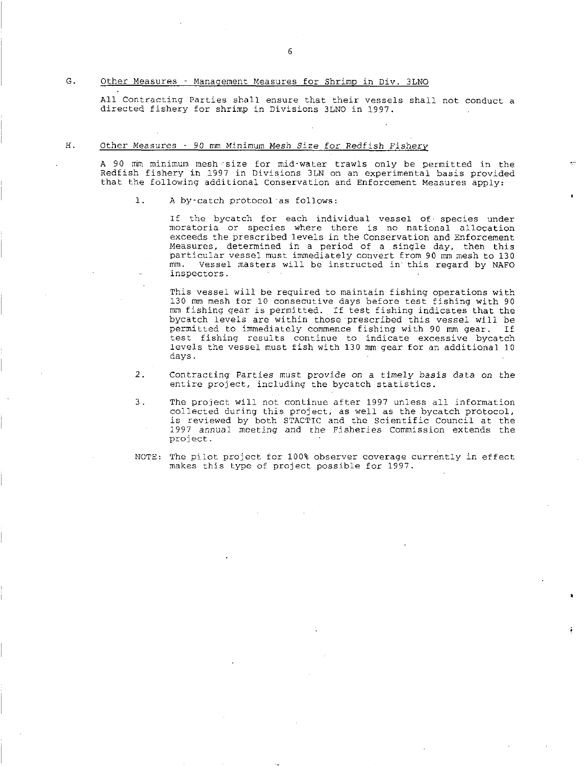## G. Other Measures - Management Measures for Shrimp in Div. 3LNO

All Contracting Parties shall ensure that their vessels shall not conduct a directed fishery for shrimp in Divisions 3LNO in 1997.

## H. Other Measures - 90 mm Minimum Mesh Size for Redfish Fishery

A 90 mm minimum mesh size for mid-water trawls only be permitted in the Redfish fishery in 1997 in Divisions 3LN on an experimental basis provided that the following additional Conservation and Enforcement Measures apply:

1. A by-catch protocol as follows:

   If the bycatch for each individual vessel of species under moratoria or species where there is no national allocation exceeds the prescribed levels in the Conservation and Enforcement Measures, determined in a period of a single day, then this particular vessel must immediately convert from 90 mm mesh to 130 mm. Vessel masters will be instructed in this regard by NAFO inspectors.

   This vessel will be required to maintain fishing operations with 130 mm mesh for 10 consecutive days before test fishing with 90 mm fishing gear is permitted. If test fishing indicates that the bycatch levels are within those prescribed this vessel will be permitted to immediately commence fishing with 90 mm gear. If test fishing results continue to indicate excessive bycatch levels the vessel must fish with 130 mm gear for an additional 10 days.

2. Contracting Parties must provide on a timely basis data on the entire project, including the bycatch statistics.

3. The project will not continue after 1997 unless all information collected during this project, as well as the bycatch protocol, is reviewed by both STACTIC and the Scientific Council at the 1997 annual meeting and the Fisheries Commission extends the project.

NOTE: The pilot project for 100% observer coverage currently in effect makes this type of project possible for 1997.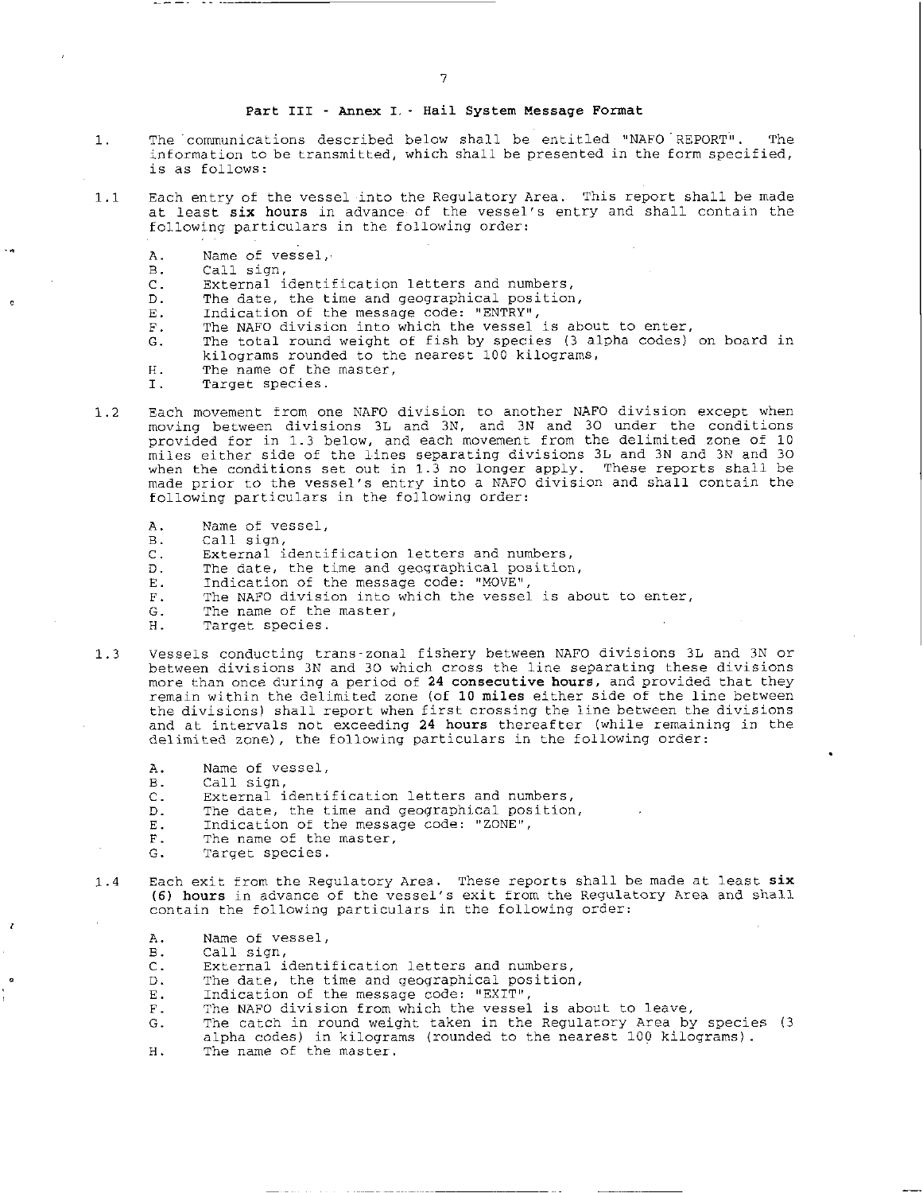## Part III - Annex I. - Hail System Message Format

1. The communications described below shall be entitled "NAFO REPORT". The information to be transmitted, which shall be presented in the form specified, is as follows:

1.1 Each entry of the vessel into the Regulatory Area. This report shall be made at least **six hours** in advance of the vessel's entry and shall contain the following particulars in the following order:

   A. Name of vessel,
   B. Call sign,
   C. External identification letters and numbers,
   D. The date, the time and geographical position,
   E. Indication of the message code: "ENTRY",
   F. The NAFO division into which the vessel is about to enter,
   G. The total round weight of fish by species (3 alpha codes) on board in kilograms rounded to the nearest 100 kilograms,
   H. The name of the master,
   I. Target species.

1.2 Each movement from one NAFO division to another NAFO division except when moving between divisions 3L and 3N, and 3N and 3O under the conditions provided for in 1.3 below, and each movement from the delimited zone of 10 miles either side of the lines separating divisions 3L and 3N and 3N and 3O when the conditions set out in 1.3 no longer apply. These reports shall be made prior to the vessel's entry into a NAFO division and shall contain the following particulars in the following order:

   A. Name of vessel,
   B. Call sign,
   C. External identification letters and numbers,
   D. The date, the time and geographical position,
   E. Indication of the message code: "MOVE",
   F. The NAFO division into which the vessel is about to enter,
   G. The name of the master,
   H. Target species.

1.3 Vessels conducting trans-zonal fishery between NAFO divisions 3L and 3N or between divisions 3N and 3O which cross the line separating these divisions more than once during a period of **24 consecutive hours**, and provided that they remain within the delimited zone (of **10 miles** either side of the line between the divisions) shall report when first crossing the line between the divisions and at intervals not exceeding **24 hours** thereafter (while remaining in the delimited zone), the following particulars in the following order:

   A. Name of vessel,
   B. Call sign,
   C. External identification letters and numbers,
   D. The date, the time and geographical position,
   E. Indication of the message code: "ZONE",
   F. The name of the master,
   G. Target species.

1.4 Each exit from the Regulatory Area. These reports shall be made at least **six (6) hours** in advance of the vessel's exit from the Regulatory Area and shall contain the following particulars in the following order:

   A. Name of vessel,
   B. Call sign,
   C. External identification letters and numbers,
   D. The date, the time and geographical position,
   E. Indication of the message code: "EXIT",
   F. The NAFO division from which the vessel is about to leave,
   G. The catch in round weight taken in the Regulatory Area by species (3 alpha codes) in kilograms (rounded to the nearest 100 kilograms).
   H. The name of the master.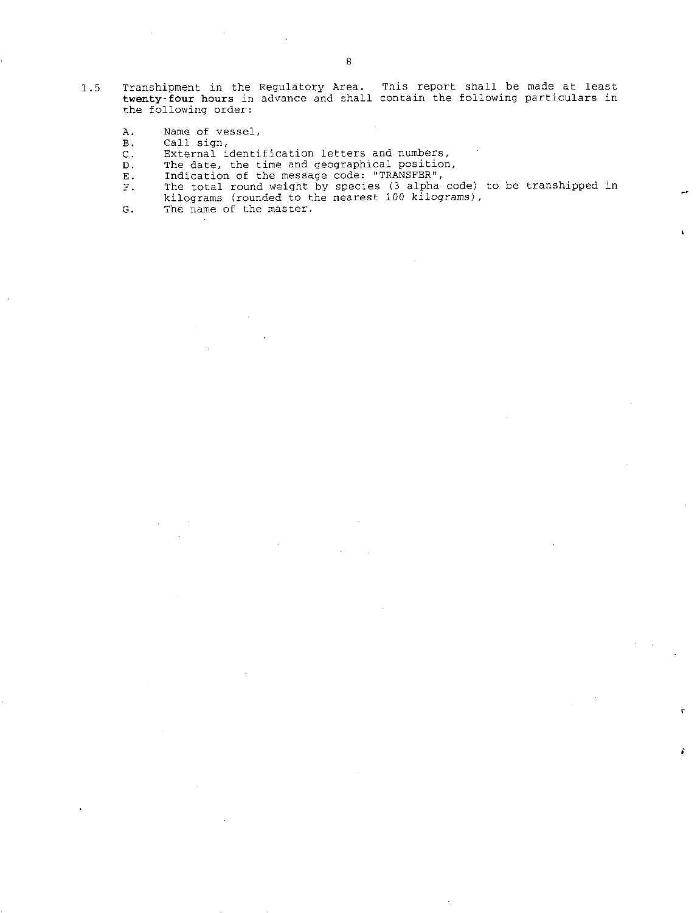1.5 Transhipment in the Regulatory Area. This report shall be made at least **twenty-four hours** in advance and shall contain the following particulars in the following order:

A. Name of vessel,
B. Call sign,
C. External identification letters and numbers,
D. The date, the time and geographical position,
E. Indication of the message code: "TRANSFER",
F. The total round weight by species (3 alpha code) to be transhipped in kilograms (rounded to the nearest *100 kilograms*),
G. The name of the master.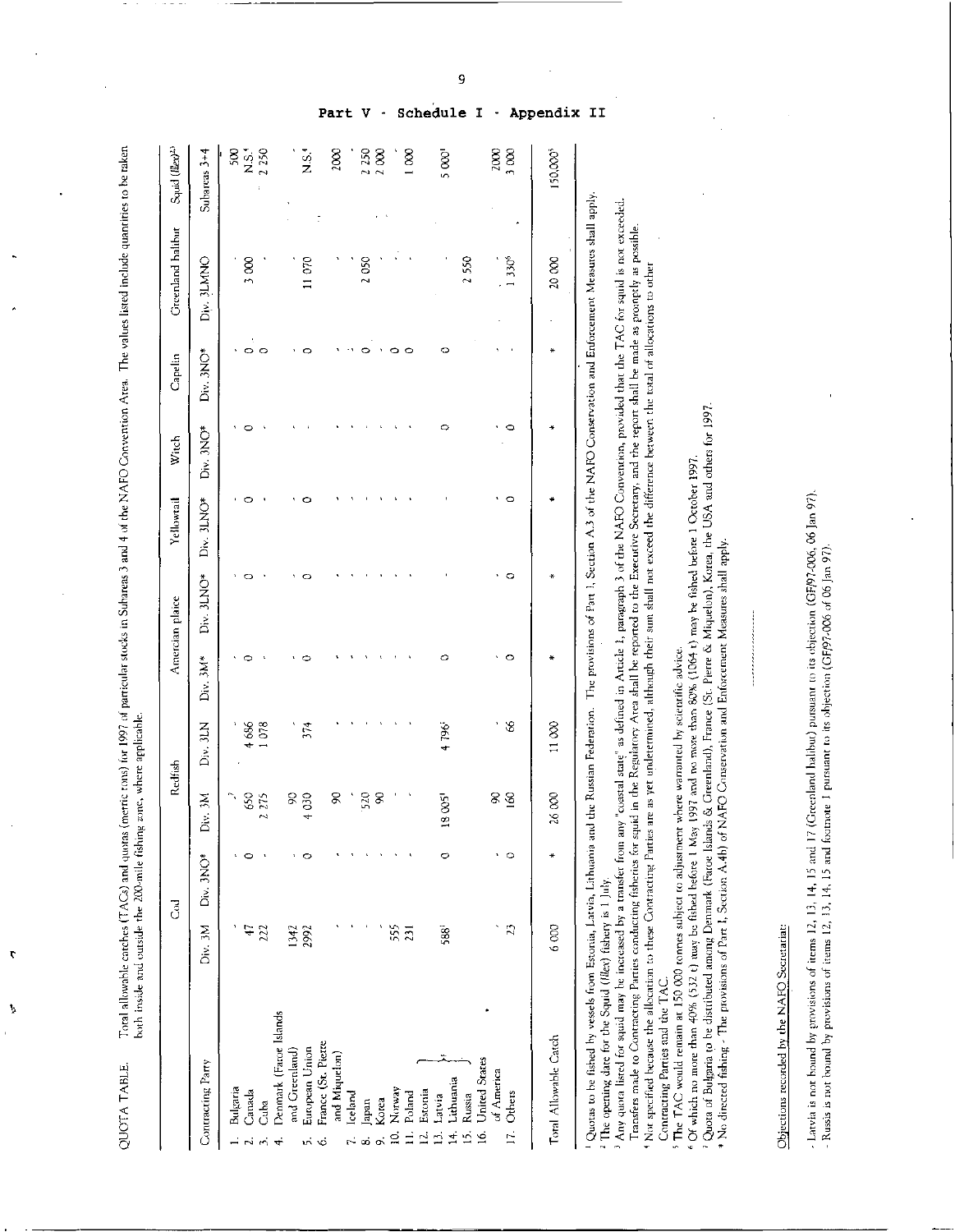QUOTA TABLE. Total allowable catches (TACs) and quotas (metric tons) for 1997 of particular stocks in Subareas 3 and 4 of the NAFO Convention Area. The values listed include quantities to be taken both inside and outside the 200-mile fishing zone, where applicable.

| | Cod | | Redfish | | American plaice | | Yellowtail | Witch | Capelin | Greenland halibut | Squid (*Illex*)[2,3] |
|---|---|---|---|---|---|---|---|---|---|---|---|
| Contracting Party | Div. 3M | Div. 3NO* | Div. 3M | Div. 3LN | Div. 3M* | Div. 3LNO* | Div. 3LNO* | Div. 3NO* | Div. 3NO* | Div. 3LMNO | Subareas 3+4 |
| 1. Bulgaria | - | - | -[7] | - | - | - | - | - | - | - | 500 |
| 2. Canada | 47 | 0 | 650 | 4 686 | 0 | 0 | 0 | 0 | 0 | 3 000 | N.S.[4] |
| 3. Cuba | 222 | - | 2 275 | 1 078 | - | - | - | - | 0 | - | 2 250 |
| 4. Denmark (Faroe Islands and Greenland) | 1342 | - | 90 | - | - | - | - | - | - | - | - |
| 5. European Union | 2992 | 0 | 4 030 | 374 | 0 | 0 | 0 | - | 0 | 11 070 | N.S.[4] |
| 6. France (St. Pierre and Miquelon) | - | - | 90 | - | - | - | - | - | - | - | 2000 |
| 7. Iceland | - | - | - | - | - | - | - | - | - | - | - |
| 8. Japan | - | - | 520 | - | - | - | - | - | 0 | 2 050 | 2 250 |
| 9. Korea | - | - | 90 | - | - | - | - | - | - | - | 2 000 |
| 10. Norway | 555 | - | - | - | - | - | - | - | 0 | - | - |
| 11. Poland | 231 | - | - | - | - | - | - | - | 0 | - | 1 000 |
| 12. Estonia, 13. Latvia, 14. Lithuania, 15. Russia | 588[1] | 0 | 18 005[1] | 4 796[1] | 0 | - | - | 0 | 0 | - | 5 000[1] |
| 15. Russia | | | | | | | | | | 2 550 | |
| 16. United States of America | - | - | 90 | - | - | - | - | - | - | - | 2000 |
| 17. Others | 23 | 0 | 160 | 66 | 0 | 0 | 0 | 0 | - | 1 330[6] | 3 000 |
| Total Allowable Catch | 6 000 | * | 26 000 | 11 000 | * | * | * | * | * | 20 000 | 150 000[5] |

[1] Quotas to be fished by vessels from Estonia, Latvia, Lithuania and the Russian Federation. The provisions of Part I, Section A.3 of the NAFO Conservation and Enforcement Measures shall apply.
[2] The opening date for the Squid (*Illex*) fishery is 1 July.
[3] Any quota listed for squid may be increased by a transfer from any "coastal state" as defined in Article 1, paragraph 3 of the NAFO Convention, provided that the TAC for squid is not exceeded. Transfers made to Contracting Parties conducting fisheries for squid in the Regulatory Area shall be reported to the Executive Secretary, and the report shall be made as promptly as possible.
[4] Not specified because the allocation to these Contracting Parties are as yet undetermined, although their sum shall not exceed the difference between the total of allocations to other Contracting Parties and the TAC.
[5] The TAC would remain at 150 000 tonnes subject to adjustment where warranted by scientific advice.
[6] Of which no more than 40% (532 t) may be fished before 1 May 1997 and no more than 80% (1064 t) may be fished before 1 October 1997.
[7] Quota of Bulgaria to be distributed among Denmark (Faroe Islands & Greenland), France (St. Pierre & Miquelon), Korea, the USA and others for 1997.
\* No directed fishing - The provisions of Part I, Section A.4b) of NAFO Conservation and Enforcement Measures shall apply.

Objections recorded by the NAFO Secretariat:

- Latvia is not bound by provisions of items 12, 13, 14, 15 and 17 (Greenland halibut) pursuant to its objection (GF/97-006, 06 Jan 97).
- Russia is not bound by provisions of items 12, 13, 14, 15 and footnote 1 pursuant to its objection (GF/97-006 of 06 Jan 97).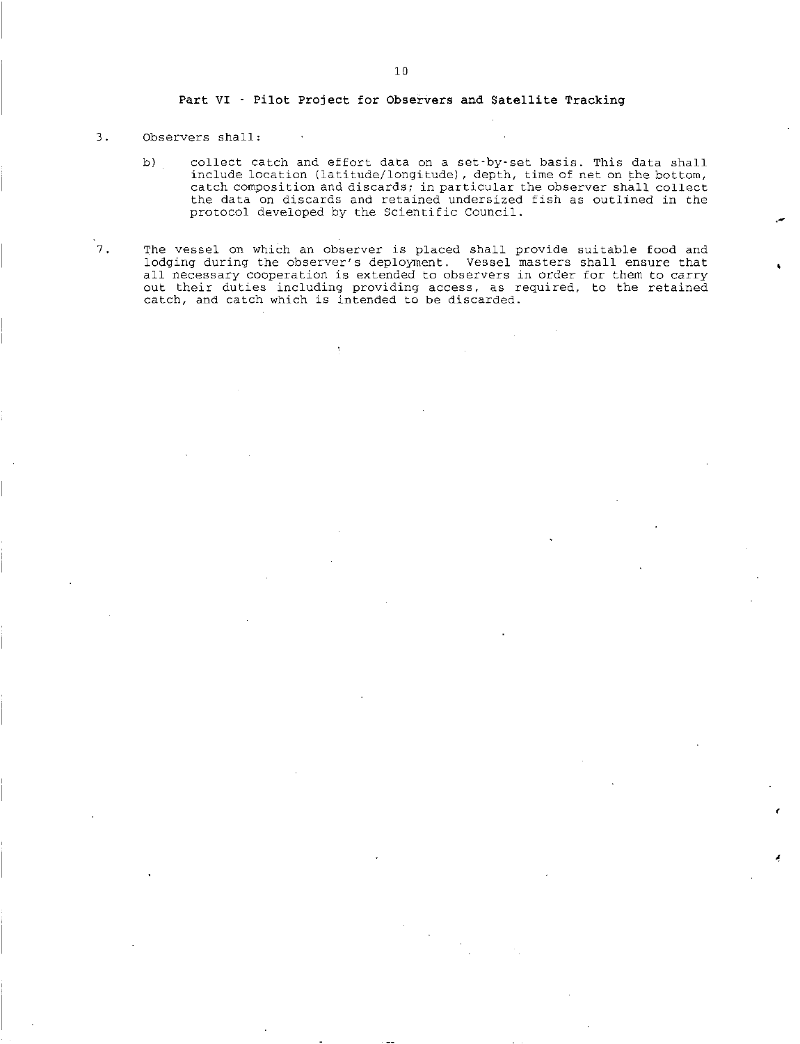## Part VI - Pilot Project for Observers and Satellite Tracking

3. Observers shall:

   b) collect catch and effort data on a set-by-set basis. This data shall include location (latitude/longitude), depth, time of net on the bottom, catch composition and discards; in particular the observer shall collect the data on discards and retained undersized fish as outlined in the protocol developed by the Scientific Council.

7. The vessel on which an observer is placed shall provide suitable food and lodging during the observer's deployment. Vessel masters shall ensure that all necessary cooperation is extended to observers in order for them to carry out their duties including providing access, as required, to the retained catch, and catch which is intended to be discarded.